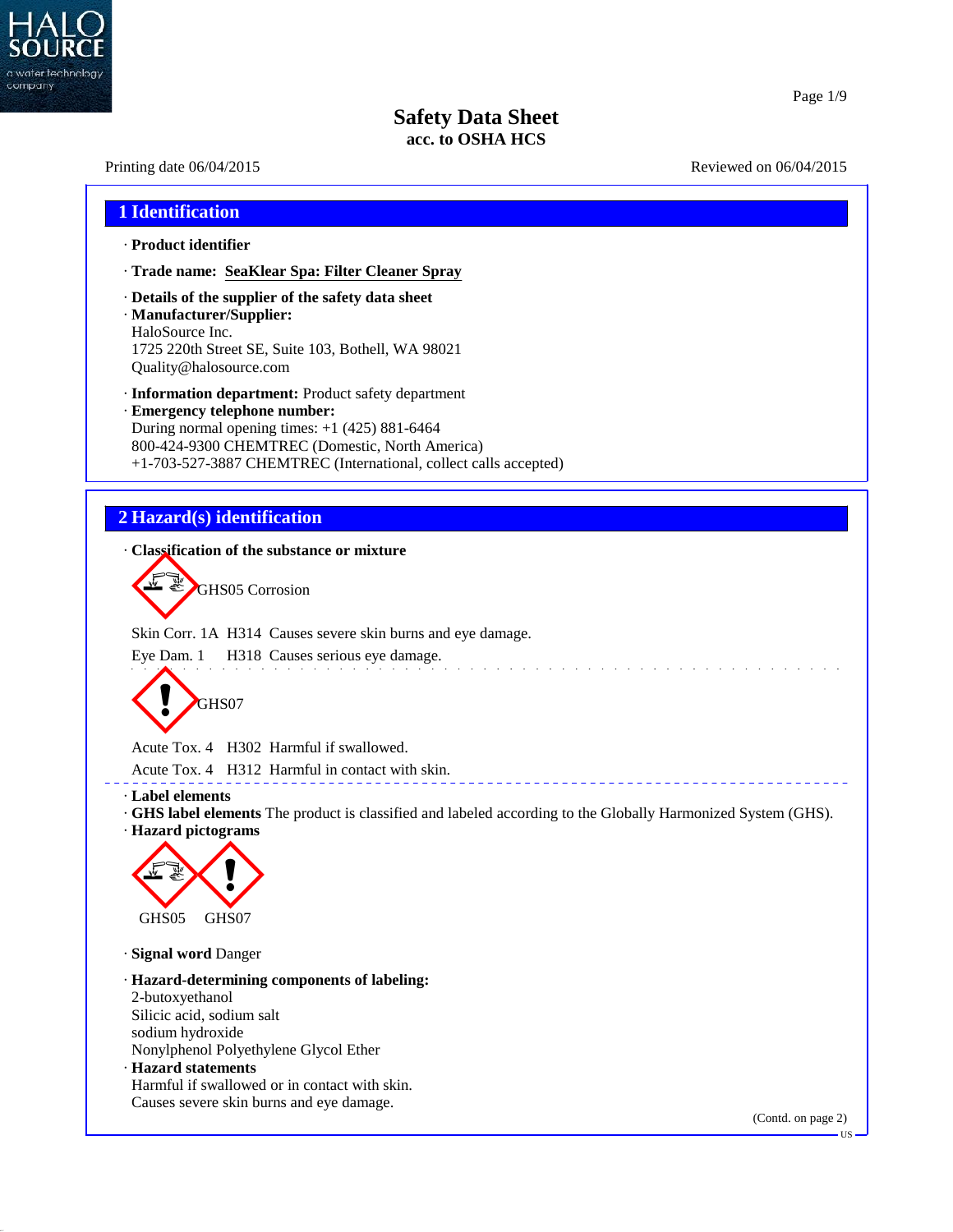# Safety Data Sheet
**acc. to OSHA HCS**

Printing date 06/04/2015 Reviewed on 06/04/2015

## 1 Identification

· **Product identifier**

· **Trade name: SeaKlear Spa: Filter Cleaner Spray**

· **Details of the supplier of the safety data sheet**
· **Manufacturer/Supplier:**
HaloSource Inc.
1725 220th Street SE, Suite 103, Bothell, WA 98021
Quality@halosource.com

· **Information department:** Product safety department
· **Emergency telephone number:**
During normal opening times: +1 (425) 881-6464
800-424-9300 CHEMTREC (Domestic, North America)
+1-703-527-3887 CHEMTREC (International, collect calls accepted)

## 2 Hazard(s) identification

· **Classification of the substance or mixture**

GHS05 Corrosion

Skin Corr. 1A H314 Causes severe skin burns and eye damage.
Eye Dam. 1 H318 Causes serious eye damage.

GHS07

Acute Tox. 4 H302 Harmful if swallowed.
Acute Tox. 4 H312 Harmful in contact with skin.

· **Label elements**
· **GHS label elements** The product is classified and labeled according to the Globally Harmonized System (GHS).
· **Hazard pictograms**

GHS05 GHS07

· **Signal word** Danger

· **Hazard-determining components of labeling:**
2-butoxyethanol
Silicic acid, sodium salt
sodium hydroxide
Nonylphenol Polyethylene Glycol Ether
· **Hazard statements**
Harmful if swallowed or in contact with skin.
Causes severe skin burns and eye damage.

(Contd. on page 2)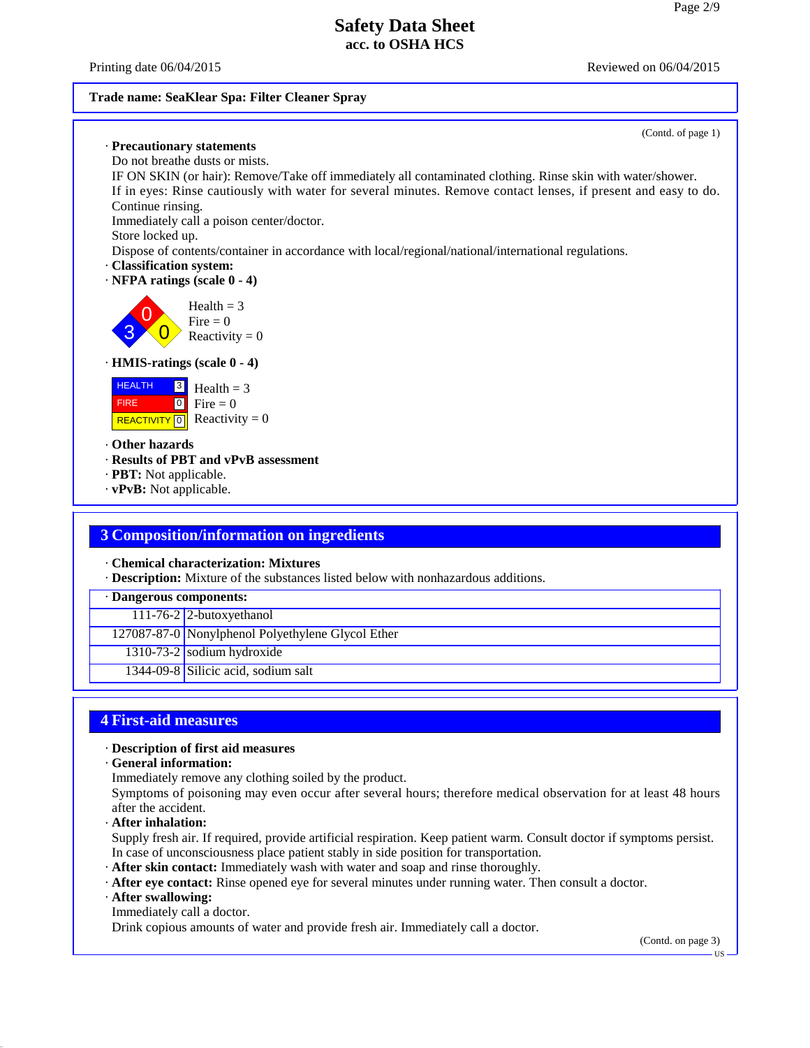## Safety Data Sheet
### acc. to OSHA HCS

Printing date 06/04/2015 Reviewed on 06/04/2015

**Trade name: SeaKlear Spa: Filter Cleaner Spray**

(Contd. of page 1)

· **Precautionary statements**
Do not breathe dusts or mists.
IF ON SKIN (or hair): Remove/Take off immediately all contaminated clothing. Rinse skin with water/shower.
If in eyes: Rinse cautiously with water for several minutes. Remove contact lenses, if present and easy to do. Continue rinsing.
Immediately call a poison center/doctor.
Store locked up.
Dispose of contents/container in accordance with local/regional/national/international regulations.

· **Classification system:**
· **NFPA ratings (scale 0 - 4)**

Health = 3
Fire = 0
Reactivity = 0

· **HMIS-ratings (scale 0 - 4)**

| | |
|---|---|
| HEALTH | 3 |
| FIRE | 0 |
| REACTIVITY | 0 |

Health = 3
Fire = 0
Reactivity = 0

· **Other hazards**
· **Results of PBT and vPvB assessment**
· **PBT:** Not applicable.
· **vPvB:** Not applicable.

## 3 Composition/information on ingredients

· **Chemical characterization: Mixtures**
· **Description:** Mixture of the substances listed below with nonhazardous additions.

| · **Dangerous components:** | |
|---|---|
| 111-76-2 | 2-butoxyethanol |
| 127087-87-0 | Nonylphenol Polyethylene Glycol Ether |
| 1310-73-2 | sodium hydroxide |
| 1344-09-8 | Silicic acid, sodium salt |

## 4 First-aid measures

· **Description of first aid measures**
· **General information:**
Immediately remove any clothing soiled by the product.
Symptoms of poisoning may even occur after several hours; therefore medical observation for at least 48 hours after the accident.
· **After inhalation:**
Supply fresh air. If required, provide artificial respiration. Keep patient warm. Consult doctor if symptoms persist.
In case of unconsciousness place patient stably in side position for transportation.
· **After skin contact:** Immediately wash with water and soap and rinse thoroughly.
· **After eye contact:** Rinse opened eye for several minutes under running water. Then consult a doctor.
· **After swallowing:**
Immediately call a doctor.
Drink copious amounts of water and provide fresh air. Immediately call a doctor.

(Contd. on page 3)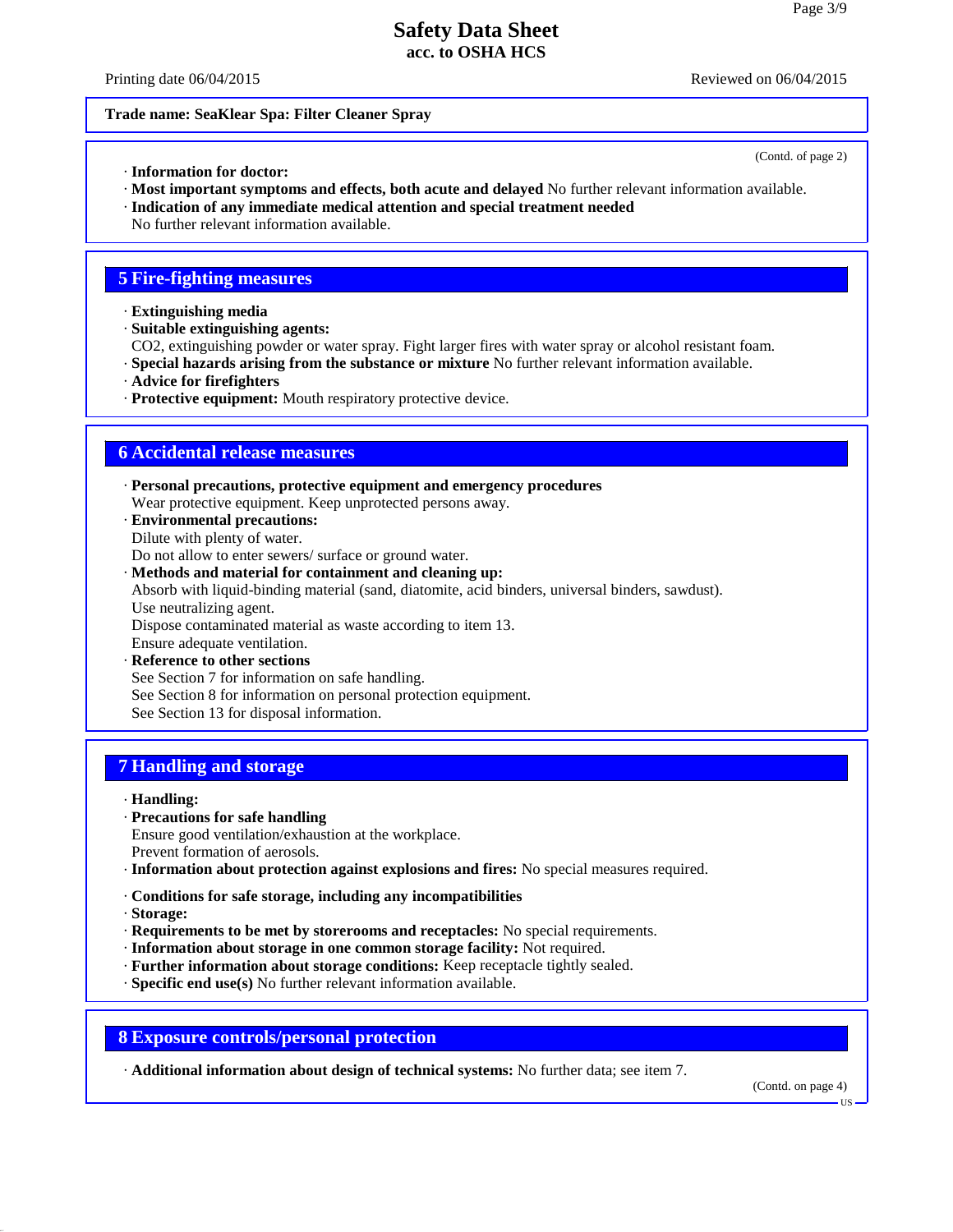**Trade name: SeaKlear Spa: Filter Cleaner Spray**

(Contd. of page 2)

· **Information for doctor:**
· **Most important symptoms and effects, both acute and delayed** No further relevant information available.
· **Indication of any immediate medical attention and special treatment needed**
No further relevant information available.

## 5 Fire-fighting measures

· **Extinguishing media**
· **Suitable extinguishing agents:**
$CO_2$, extinguishing powder or water spray. Fight larger fires with water spray or alcohol resistant foam.
· **Special hazards arising from the substance or mixture** No further relevant information available.
· **Advice for firefighters**
· **Protective equipment:** Mouth respiratory protective device.

## 6 Accidental release measures

· **Personal precautions, protective equipment and emergency procedures**
Wear protective equipment. Keep unprotected persons away.
· **Environmental precautions:**
Dilute with plenty of water.
Do not allow to enter sewers/ surface or ground water.
· **Methods and material for containment and cleaning up:**
Absorb with liquid-binding material (sand, diatomite, acid binders, universal binders, sawdust).
Use neutralizing agent.
Dispose contaminated material as waste according to item 13.
Ensure adequate ventilation.
· **Reference to other sections**
See Section 7 for information on safe handling.
See Section 8 for information on personal protection equipment.
See Section 13 for disposal information.

## 7 Handling and storage

· **Handling:**
· **Precautions for safe handling**
Ensure good ventilation/exhaustion at the workplace.
Prevent formation of aerosols.
· **Information about protection against explosions and fires:** No special measures required.

· **Conditions for safe storage, including any incompatibilities**
· **Storage:**
· **Requirements to be met by storerooms and receptacles:** No special requirements.
· **Information about storage in one common storage facility:** Not required.
· **Further information about storage conditions:** Keep receptacle tightly sealed.
· **Specific end use(s)** No further relevant information available.

## 8 Exposure controls/personal protection

· **Additional information about design of technical systems:** No further data; see item 7.

(Contd. on page 4)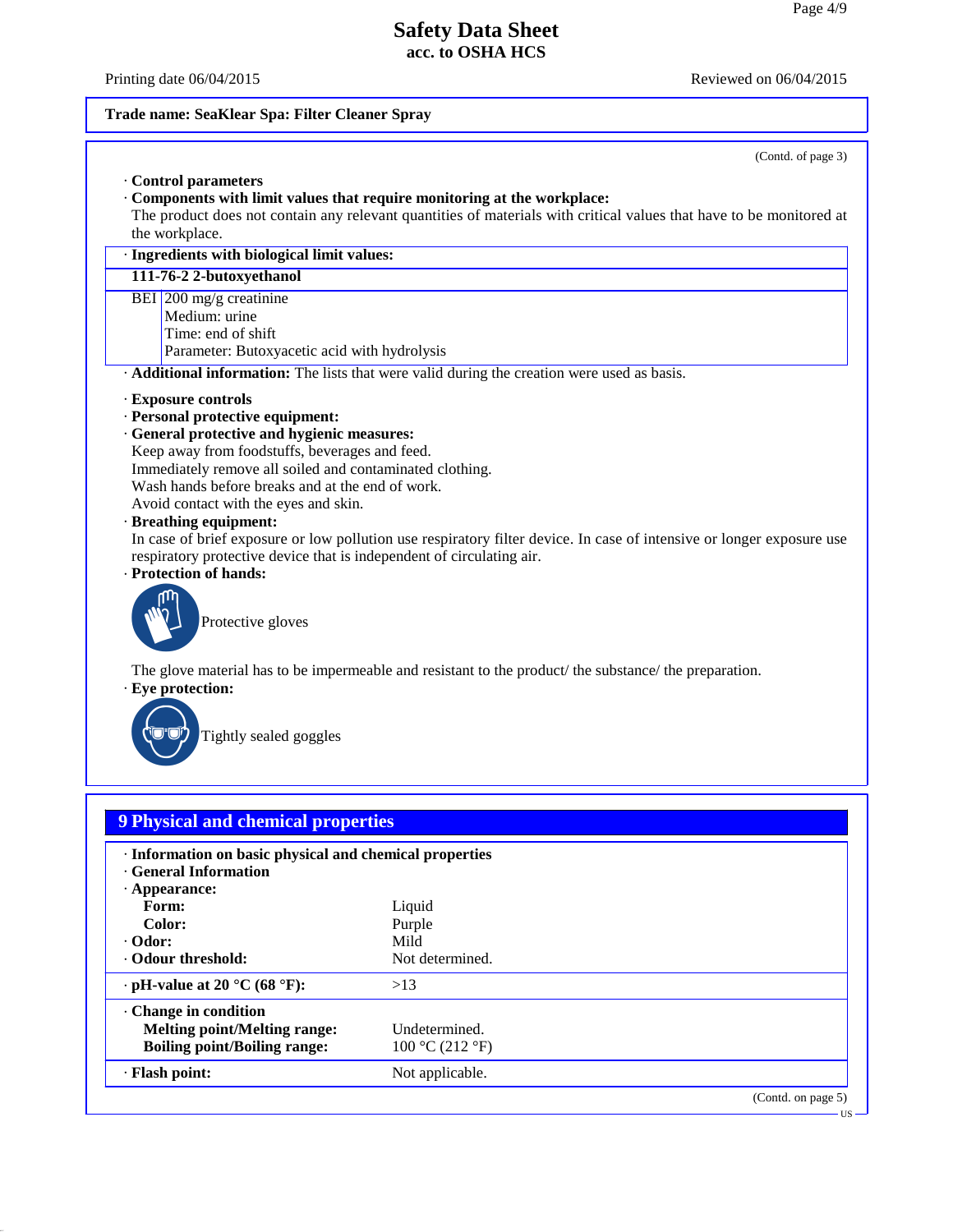Trade name: SeaKlear Spa: Filter Cleaner Spray

(Contd. of page 3)

· **Control parameters**
· **Components with limit values that require monitoring at the workplace:**
The product does not contain any relevant quantities of materials with critical values that have to be monitored at the workplace.

· **Ingredients with biological limit values:**

| **111-76-2 2-butoxyethanol** | |
|---|---|
| BEI | 200 mg/g creatinine<br>Medium: urine<br>Time: end of shift<br>Parameter: Butoxyacetic acid with hydrolysis |

· **Additional information:** The lists that were valid during the creation were used as basis.

· **Exposure controls**
· **Personal protective equipment:**
· **General protective and hygienic measures:**
Keep away from foodstuffs, beverages and feed.
Immediately remove all soiled and contaminated clothing.
Wash hands before breaks and at the end of work.
Avoid contact with the eyes and skin.
· **Breathing equipment:**
In case of brief exposure or low pollution use respiratory filter device. In case of intensive or longer exposure use respiratory protective device that is independent of circulating air.
· **Protection of hands:**

Protective gloves

The glove material has to be impermeable and resistant to the product/ the substance/ the preparation.
· **Eye protection:**

Tightly sealed goggles

## 9 Physical and chemical properties

| · **Information on basic physical and chemical properties** | |
|---|---|
| · **General Information** | |
| · **Appearance:** | |
| **Form:** | Liquid |
| **Color:** | Purple |
| · **Odor:** | Mild |
| · **Odour threshold:** | Not determined. |
| · **pH-value at 20 °C (68 °F):** | >13 |
| · **Change in condition** | |
| **Melting point/Melting range:** | Undetermined. |
| **Boiling point/Boiling range:** | 100 °C (212 °F) |
| · **Flash point:** | Not applicable. |

(Contd. on page 5)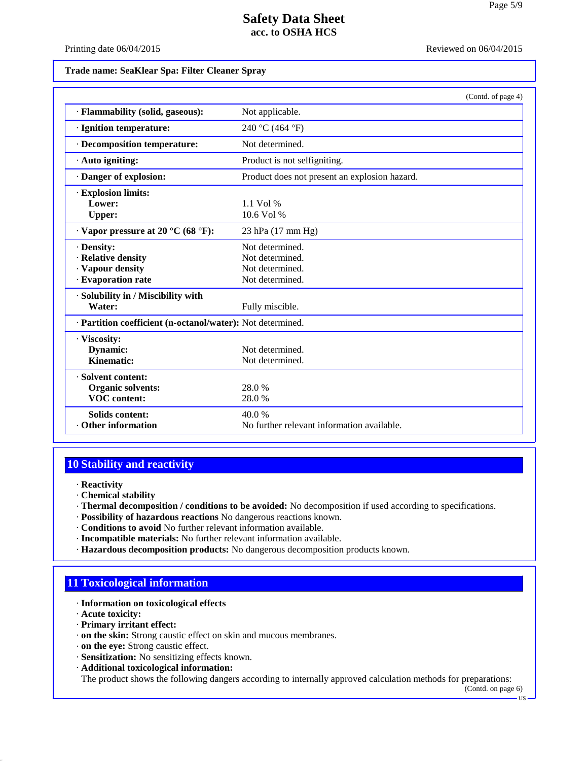**Trade name: SeaKlear Spa: Filter Cleaner Spray**

(Contd. of page 4)

| | |
|---|---|
| · **Flammability (solid, gaseous):** | Not applicable. |
| · **Ignition temperature:** | 240 °C (464 °F) |
| · **Decomposition temperature:** | Not determined. |
| · **Auto igniting:** | Product is not selfigniting. |
| · **Danger of explosion:** | Product does not present an explosion hazard. |
| · **Explosion limits:** | |
| **Lower:** | 1.1 Vol % |
| **Upper:** | 10.6 Vol % |
| · **Vapor pressure at 20 °C (68 °F):** | 23 hPa (17 mm Hg) |
| · **Density:** | Not determined. |
| · **Relative density** | Not determined. |
| · **Vapour density** | Not determined. |
| · **Evaporation rate** | Not determined. |
| · **Solubility in / Miscibility with** | |
| **Water:** | Fully miscible. |
| · **Partition coefficient (n-octanol/water):** | Not determined. |
| · **Viscosity:** | |
| **Dynamic:** | Not determined. |
| **Kinematic:** | Not determined. |
| · **Solvent content:** | |
| **Organic solvents:** | 28.0 % |
| **VOC content:** | 28.0 % |
| **Solids content:** | 40.0 % |
| · **Other information** | No further relevant information available. |

## 10 Stability and reactivity

· **Reactivity**
· **Chemical stability**
· **Thermal decomposition / conditions to be avoided:** No decomposition if used according to specifications.
· **Possibility of hazardous reactions** No dangerous reactions known.
· **Conditions to avoid** No further relevant information available.
· **Incompatible materials:** No further relevant information available.
· **Hazardous decomposition products:** No dangerous decomposition products known.

## 11 Toxicological information

· **Information on toxicological effects**
· **Acute toxicity:**
· **Primary irritant effect:**
· **on the skin:** Strong caustic effect on skin and mucous membranes.
· **on the eye:** Strong caustic effect.
· **Sensitization:** No sensitizing effects known.
· **Additional toxicological information:**
The product shows the following dangers according to internally approved calculation methods for preparations:

(Contd. on page 6)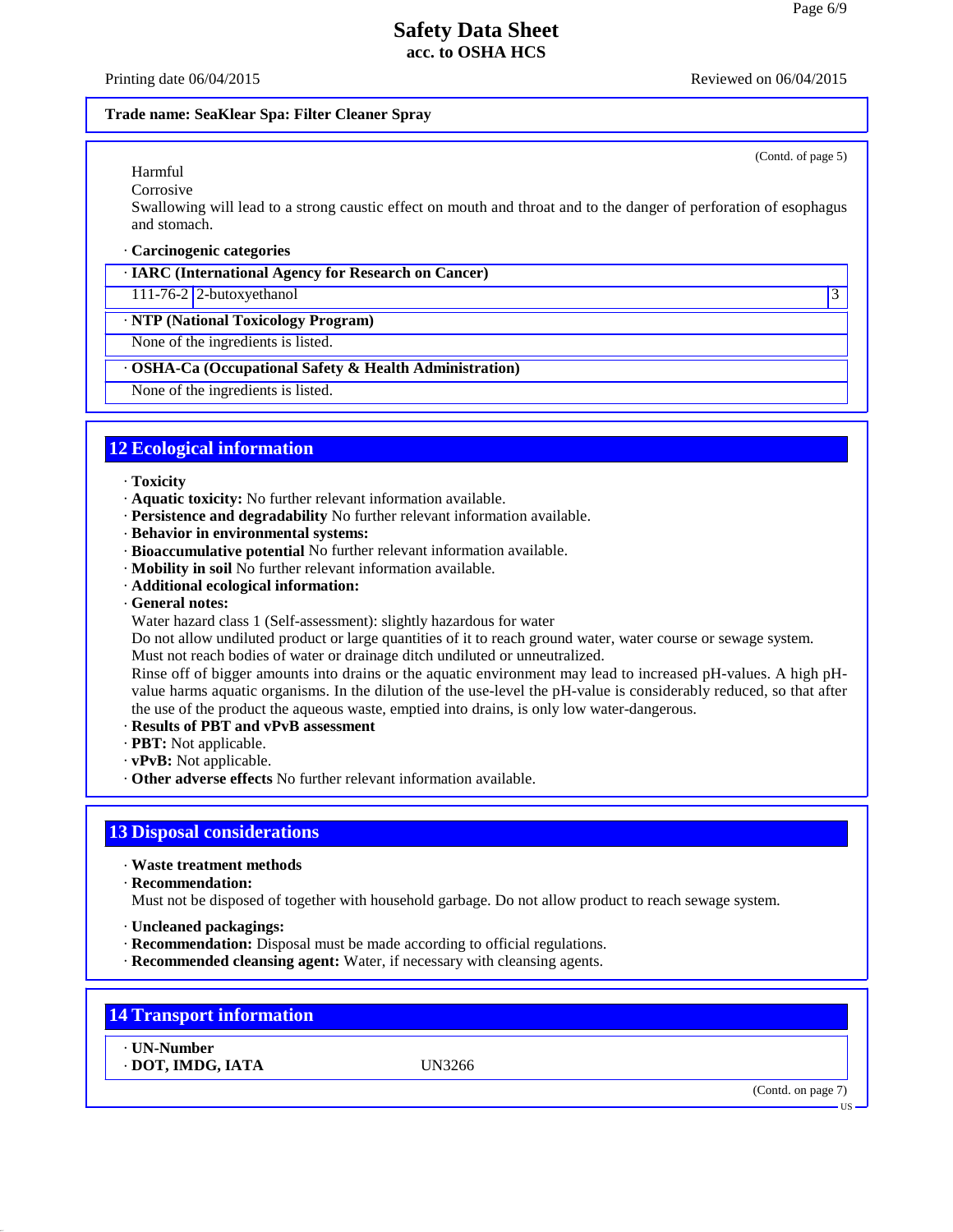**Trade name: SeaKlear Spa: Filter Cleaner Spray**

(Contd. of page 5)

Harmful
Corrosive
Swallowing will lead to a strong caustic effect on mouth and throat and to the danger of perforation of esophagus and stomach.

· **Carcinogenic categories**

| · **IARC (International Agency for Research on Cancer)** | | |
|---|---|---|
| 111-76-2 | 2-butoxyethanol | 3 |

| · **NTP (National Toxicology Program)** |
|---|
| None of the ingredients is listed. |

| · **OSHA-Ca (Occupational Safety & Health Administration)** |
|---|
| None of the ingredients is listed. |

## 12 Ecological information

· **Toxicity**
· **Aquatic toxicity:** No further relevant information available.
· **Persistence and degradability** No further relevant information available.
· **Behavior in environmental systems:**
· **Bioaccumulative potential** No further relevant information available.
· **Mobility in soil** No further relevant information available.
· **Additional ecological information:**
· **General notes:**
Water hazard class 1 (Self-assessment): slightly hazardous for water
Do not allow undiluted product or large quantities of it to reach ground water, water course or sewage system.
Must not reach bodies of water or drainage ditch undiluted or unneutralized.
Rinse off of bigger amounts into drains or the aquatic environment may lead to increased pH-values. A high pH-value harms aquatic organisms. In the dilution of the use-level the pH-value is considerably reduced, so that after the use of the product the aqueous waste, emptied into drains, is only low water-dangerous.
· **Results of PBT and vPvB assessment**
· **PBT:** Not applicable.
· **vPvB:** Not applicable.
· **Other adverse effects** No further relevant information available.

## 13 Disposal considerations

· **Waste treatment methods**
· **Recommendation:**
Must not be disposed of together with household garbage. Do not allow product to reach sewage system.

· **Uncleaned packagings:**
· **Recommendation:** Disposal must be made according to official regulations.
· **Recommended cleansing agent:** Water, if necessary with cleansing agents.

## 14 Transport information

· **UN-Number**
· **DOT, IMDG, IATA** UN3266

(Contd. on page 7)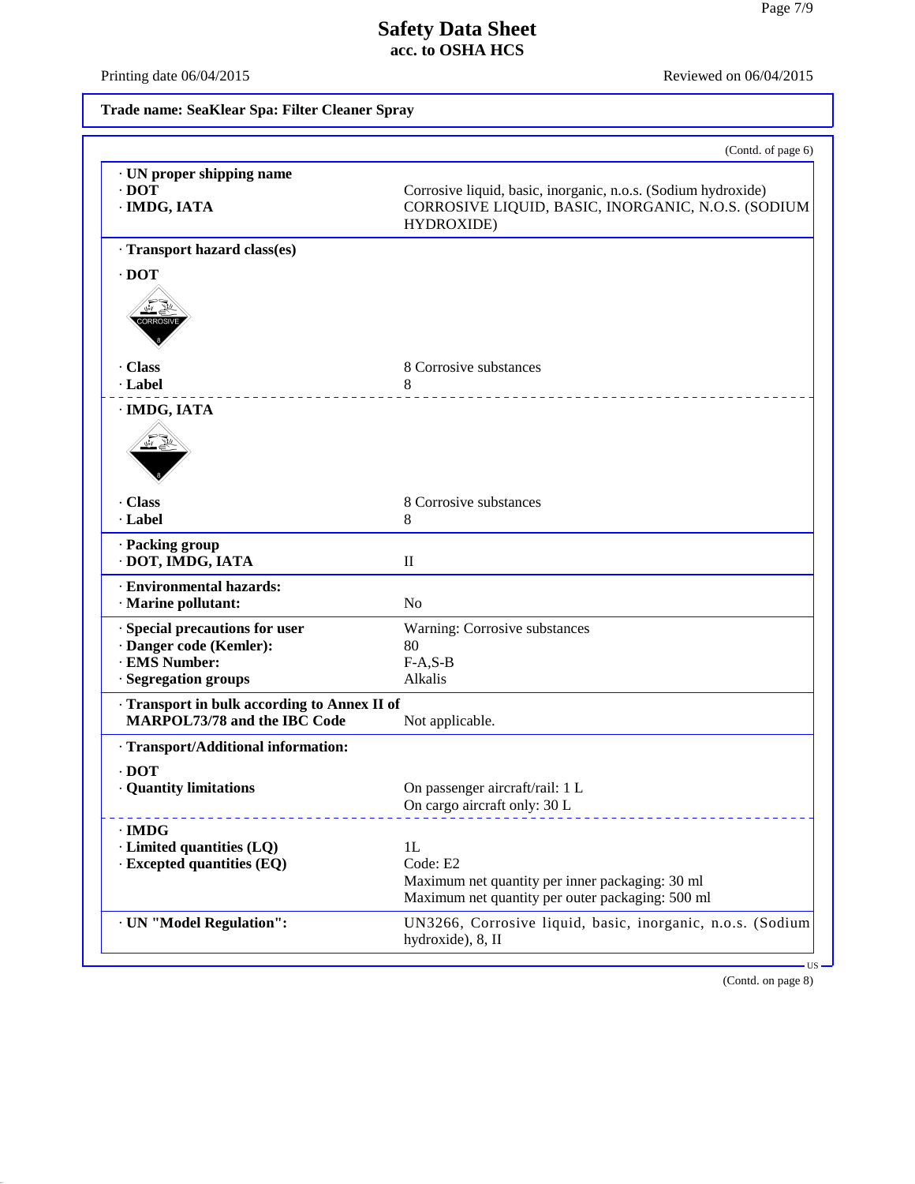# Safety Data Sheet
## acc. to OSHA HCS

Printing date 06/04/2015 Reviewed on 06/04/2015

**Trade name: SeaKlear Spa: Filter Cleaner Spray**

(Contd. of page 6)

· **UN proper shipping name**
· **DOT** Corrosive liquid, basic, inorganic, n.o.s. (Sodium hydroxide)
· **IMDG, IATA** CORROSIVE LIQUID, BASIC, INORGANIC, N.O.S. (SODIUM HYDROXIDE)

· **Transport hazard class(es)**

· **DOT**

· **Class** 8 Corrosive substances
· **Label** 8

· **IMDG, IATA**

· **Class** 8 Corrosive substances
· **Label** 8

· **Packing group**
· **DOT, IMDG, IATA** II

· **Environmental hazards:**
· **Marine pollutant:** No

· **Special precautions for user** Warning: Corrosive substances
· **Danger code (Kemler):** 80
· **EMS Number:** F-A,S-B
· **Segregation groups** Alkalis

· **Transport in bulk according to Annex II of MARPOL73/78 and the IBC Code** Not applicable.

· **Transport/Additional information:**

· **DOT**
· **Quantity limitations** On passenger aircraft/rail: 1 L
On cargo aircraft only: 30 L

· **IMDG**
· **Limited quantities (LQ)** 1L
· **Excepted quantities (EQ)** Code: E2
Maximum net quantity per inner packaging: 30 ml
Maximum net quantity per outer packaging: 500 ml

· **UN "Model Regulation":** UN3266, Corrosive liquid, basic, inorganic, n.o.s. (Sodium hydroxide), 8, II

(Contd. on page 8)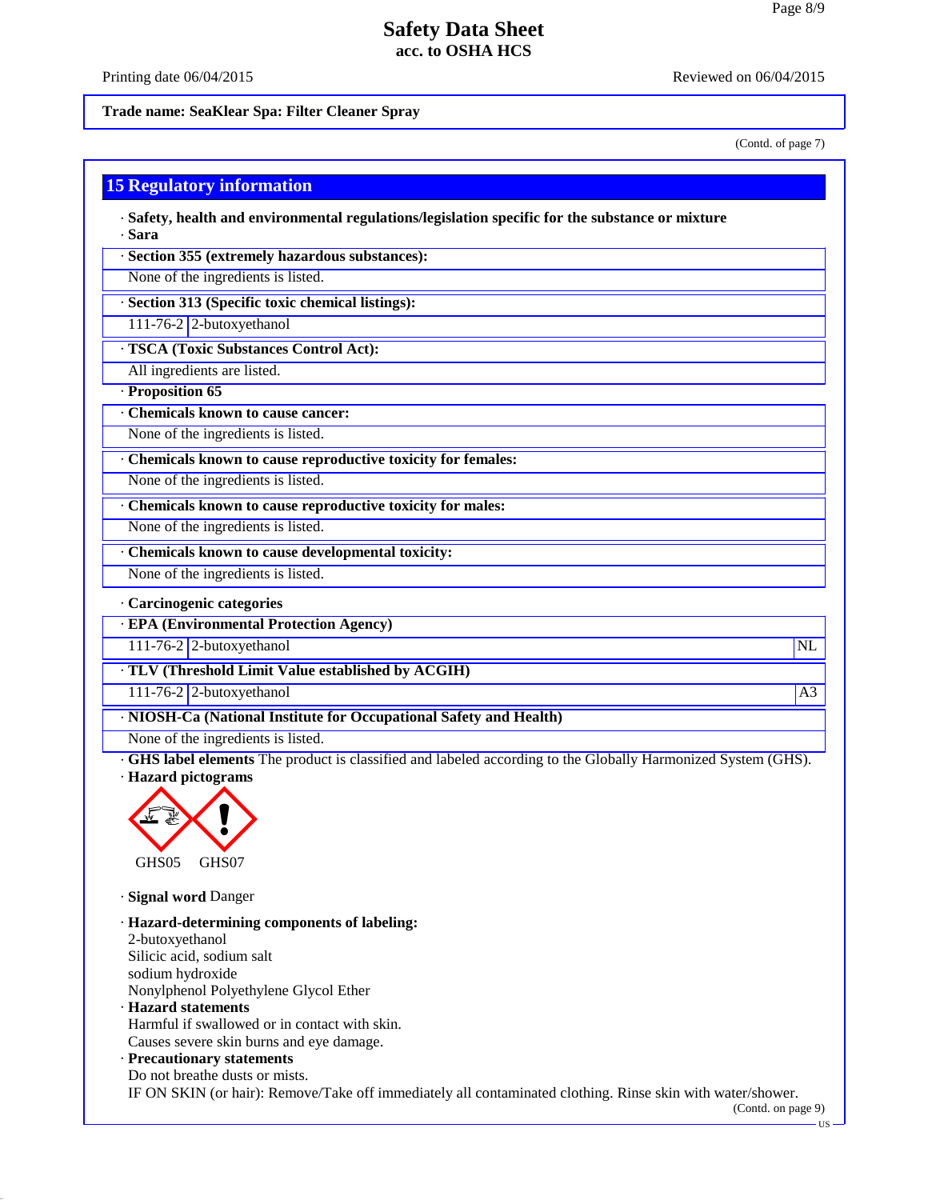Safety Data Sheet
acc. to OSHA HCS

Printing date 06/04/2015 Reviewed on 06/04/2015

**Trade name: SeaKlear Spa: Filter Cleaner Spray**

(Contd. of page 7)

## 15 Regulatory information

· **Safety, health and environmental regulations/legislation specific for the substance or mixture**

· **Sara**

· **Section 355 (extremely hazardous substances):**

None of the ingredients is listed.

· **Section 313 (Specific toxic chemical listings):**

| | |
|---|---|
| 111-76-2 | 2-butoxyethanol |

· **TSCA (Toxic Substances Control Act):**

All ingredients are listed.

· **Proposition 65**

· **Chemicals known to cause cancer:**

None of the ingredients is listed.

· **Chemicals known to cause reproductive toxicity for females:**

None of the ingredients is listed.

· **Chemicals known to cause reproductive toxicity for males:**

None of the ingredients is listed.

· **Chemicals known to cause developmental toxicity:**

None of the ingredients is listed.

· **Carcinogenic categories**

· **EPA (Environmental Protection Agency)**

| | | |
|---|---|---|
| 111-76-2 | 2-butoxyethanol | NL |

· **TLV (Threshold Limit Value established by ACGIH)**

| | | |
|---|---|---|
| 111-76-2 | 2-butoxyethanol | A3 |

· **NIOSH-Ca (National Institute for Occupational Safety and Health)**

None of the ingredients is listed.

· **GHS label elements** The product is classified and labeled according to the Globally Harmonized System (GHS).

· **Hazard pictograms**

GHS05 GHS07

· **Signal word** Danger

· **Hazard-determining components of labeling:**

2-butoxyethanol
Silicic acid, sodium salt
sodium hydroxide
Nonylphenol Polyethylene Glycol Ether

· **Hazard statements**

Harmful if swallowed or in contact with skin.
Causes severe skin burns and eye damage.

· **Precautionary statements**

Do not breathe dusts or mists.
IF ON SKIN (or hair): Remove/Take off immediately all contaminated clothing. Rinse skin with water/shower.

(Contd. on page 9)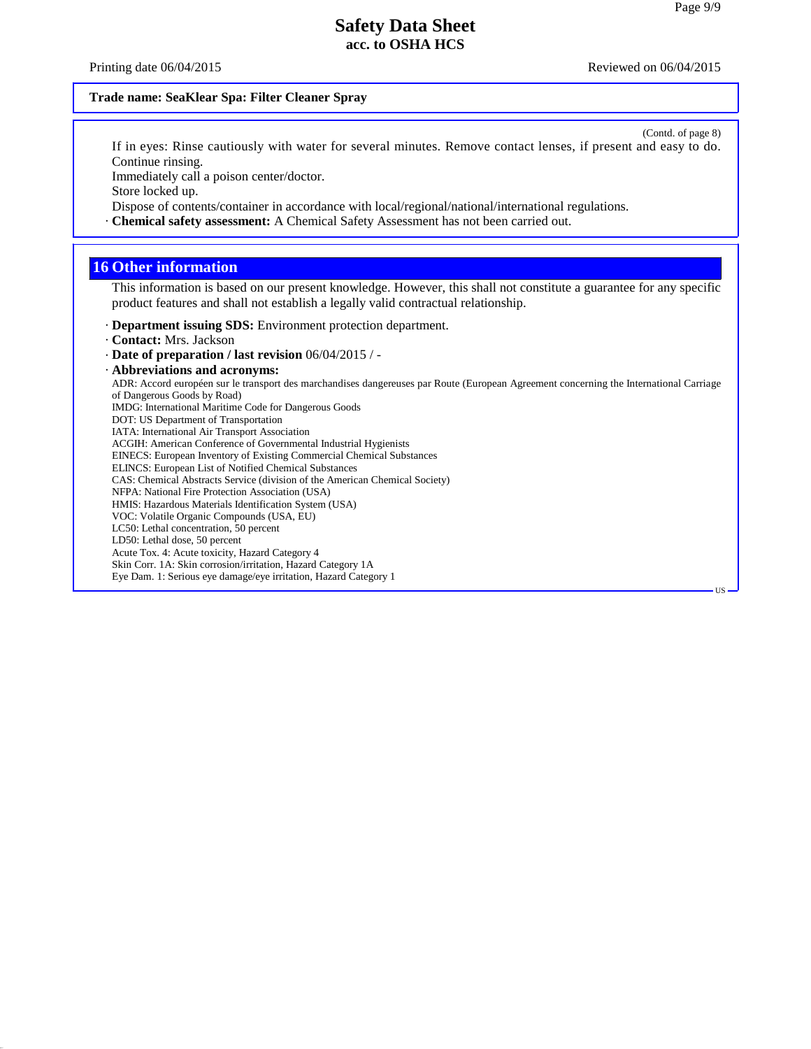**Trade name: SeaKlear Spa: Filter Cleaner Spray**

(Contd. of page 8)

If in eyes: Rinse cautiously with water for several minutes. Remove contact lenses, if present and easy to do. Continue rinsing.
Immediately call a poison center/doctor.
Store locked up.
Dispose of contents/container in accordance with local/regional/national/international regulations.

· **Chemical safety assessment:** A Chemical Safety Assessment has not been carried out.

## 16 Other information

This information is based on our present knowledge. However, this shall not constitute a guarantee for any specific product features and shall not establish a legally valid contractual relationship.

· **Department issuing SDS:** Environment protection department.
· **Contact:** Mrs. Jackson
· **Date of preparation / last revision** 06/04/2015 / -
· **Abbreviations and acronyms:**

ADR: Accord européen sur le transport des marchandises dangereuses par Route (European Agreement concerning the International Carriage of Dangerous Goods by Road)
IMDG: International Maritime Code for Dangerous Goods
DOT: US Department of Transportation
IATA: International Air Transport Association
ACGIH: American Conference of Governmental Industrial Hygienists
EINECS: European Inventory of Existing Commercial Chemical Substances
ELINCS: European List of Notified Chemical Substances
CAS: Chemical Abstracts Service (division of the American Chemical Society)
NFPA: National Fire Protection Association (USA)
HMIS: Hazardous Materials Identification System (USA)
VOC: Volatile Organic Compounds (USA, EU)
LC50: Lethal concentration, 50 percent
LD50: Lethal dose, 50 percent
Acute Tox. 4: Acute toxicity, Hazard Category 4
Skin Corr. 1A: Skin corrosion/irritation, Hazard Category 1A
Eye Dam. 1: Serious eye damage/eye irritation, Hazard Category 1